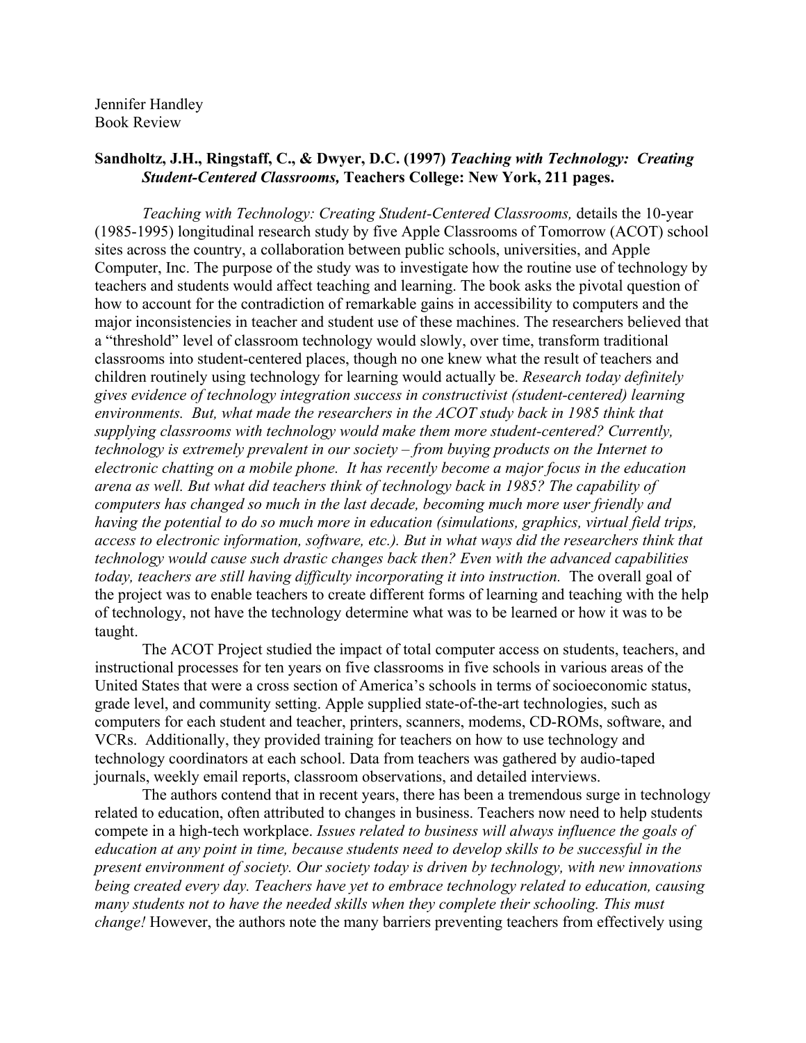Jennifer Handley
Book Review

**Sandholtz, J.H., Ringstaff, C., & Dwyer, D.C. (1997) *Teaching with Technology: Creating Student-Centered Classrooms,* Teachers College: New York, 211 pages.**

*Teaching with Technology: Creating Student-Centered Classrooms,* details the 10-year (1985-1995) longitudinal research study by five Apple Classrooms of Tomorrow (ACOT) school sites across the country, a collaboration between public schools, universities, and Apple Computer, Inc. The purpose of the study was to investigate how the routine use of technology by teachers and students would affect teaching and learning. The book asks the pivotal question of how to account for the contradiction of remarkable gains in accessibility to computers and the major inconsistencies in teacher and student use of these machines. The researchers believed that a "threshold" level of classroom technology would slowly, over time, transform traditional classrooms into student-centered places, though no one knew what the result of teachers and children routinely using technology for learning would actually be. *Research today definitely gives evidence of technology integration success in constructivist (student-centered) learning environments. But, what made the researchers in the ACOT study back in 1985 think that supplying classrooms with technology would make them more student-centered? Currently, technology is extremely prevalent in our society – from buying products on the Internet to electronic chatting on a mobile phone. It has recently become a major focus in the education arena as well. But what did teachers think of technology back in 1985? The capability of computers has changed so much in the last decade, becoming much more user friendly and having the potential to do so much more in education (simulations, graphics, virtual field trips, access to electronic information, software, etc.). But in what ways did the researchers think that technology would cause such drastic changes back then? Even with the advanced capabilities today, teachers are still having difficulty incorporating it into instruction.* The overall goal of the project was to enable teachers to create different forms of learning and teaching with the help of technology, not have the technology determine what was to be learned or how it was to be taught.

The ACOT Project studied the impact of total computer access on students, teachers, and instructional processes for ten years on five classrooms in five schools in various areas of the United States that were a cross section of America's schools in terms of socioeconomic status, grade level, and community setting. Apple supplied state-of-the-art technologies, such as computers for each student and teacher, printers, scanners, modems, CD-ROMs, software, and VCRs. Additionally, they provided training for teachers on how to use technology and technology coordinators at each school. Data from teachers was gathered by audio-taped journals, weekly email reports, classroom observations, and detailed interviews.

The authors contend that in recent years, there has been a tremendous surge in technology related to education, often attributed to changes in business. Teachers now need to help students compete in a high-tech workplace. *Issues related to business will always influence the goals of education at any point in time, because students need to develop skills to be successful in the present environment of society. Our society today is driven by technology, with new innovations being created every day. Teachers have yet to embrace technology related to education, causing many students not to have the needed skills when they complete their schooling. This must change!* However, the authors note the many barriers preventing teachers from effectively using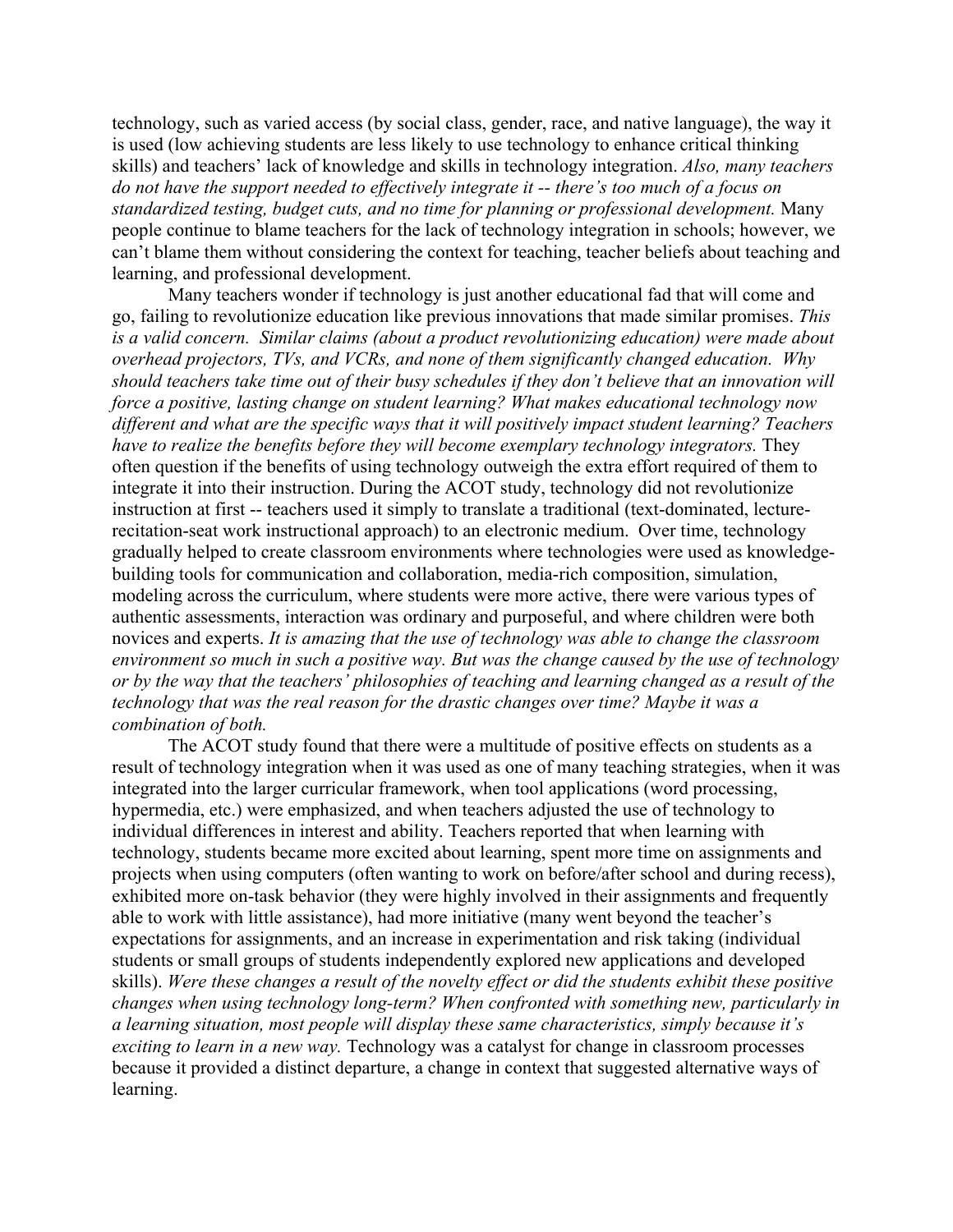technology, such as varied access (by social class, gender, race, and native language), the way it is used (low achieving students are less likely to use technology to enhance critical thinking skills) and teachers' lack of knowledge and skills in technology integration. *Also, many teachers do not have the support needed to effectively integrate it -- there's too much of a focus on standardized testing, budget cuts, and no time for planning or professional development.* Many people continue to blame teachers for the lack of technology integration in schools; however, we can't blame them without considering the context for teaching, teacher beliefs about teaching and learning, and professional development.

Many teachers wonder if technology is just another educational fad that will come and go, failing to revolutionize education like previous innovations that made similar promises. *This is a valid concern. Similar claims (about a product revolutionizing education) were made about overhead projectors, TVs, and VCRs, and none of them significantly changed education. Why should teachers take time out of their busy schedules if they don't believe that an innovation will force a positive, lasting change on student learning? What makes educational technology now different and what are the specific ways that it will positively impact student learning? Teachers have to realize the benefits before they will become exemplary technology integrators.* They often question if the benefits of using technology outweigh the extra effort required of them to integrate it into their instruction. During the ACOT study, technology did not revolutionize instruction at first -- teachers used it simply to translate a traditional (text-dominated, lecture-recitation-seat work instructional approach) to an electronic medium. Over time, technology gradually helped to create classroom environments where technologies were used as knowledge-building tools for communication and collaboration, media-rich composition, simulation, modeling across the curriculum, where students were more active, there were various types of authentic assessments, interaction was ordinary and purposeful, and where children were both novices and experts. *It is amazing that the use of technology was able to change the classroom environment so much in such a positive way. But was the change caused by the use of technology or by the way that the teachers' philosophies of teaching and learning changed as a result of the technology that was the real reason for the drastic changes over time? Maybe it was a combination of both.*

The ACOT study found that there were a multitude of positive effects on students as a result of technology integration when it was used as one of many teaching strategies, when it was integrated into the larger curricular framework, when tool applications (word processing, hypermedia, etc.) were emphasized, and when teachers adjusted the use of technology to individual differences in interest and ability. Teachers reported that when learning with technology, students became more excited about learning, spent more time on assignments and projects when using computers (often wanting to work on before/after school and during recess), exhibited more on-task behavior (they were highly involved in their assignments and frequently able to work with little assistance), had more initiative (many went beyond the teacher's expectations for assignments, and an increase in experimentation and risk taking (individual students or small groups of students independently explored new applications and developed skills). *Were these changes a result of the novelty effect or did the students exhibit these positive changes when using technology long-term? When confronted with something new, particularly in a learning situation, most people will display these same characteristics, simply because it's exciting to learn in a new way.* Technology was a catalyst for change in classroom processes because it provided a distinct departure, a change in context that suggested alternative ways of learning.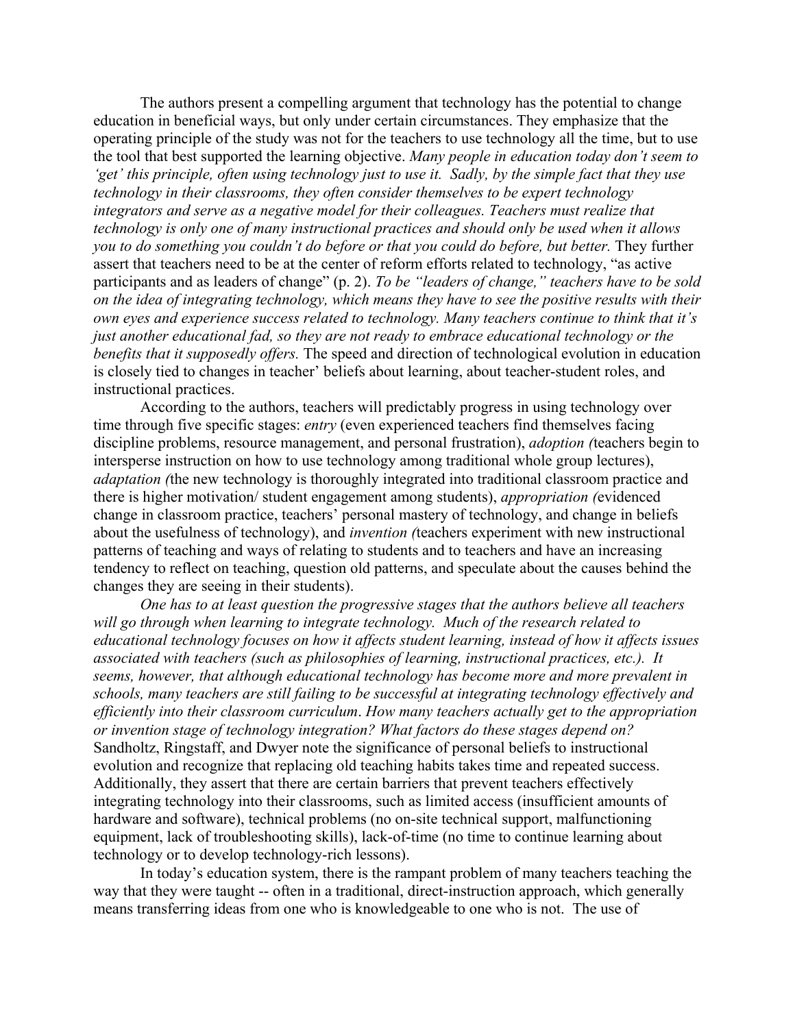The authors present a compelling argument that technology has the potential to change education in beneficial ways, but only under certain circumstances. They emphasize that the operating principle of the study was not for the teachers to use technology all the time, but to use the tool that best supported the learning objective. *Many people in education today don't seem to 'get' this principle, often using technology just to use it. Sadly, by the simple fact that they use technology in their classrooms, they often consider themselves to be expert technology integrators and serve as a negative model for their colleagues. Teachers must realize that technology is only one of many instructional practices and should only be used when it allows you to do something you couldn't do before or that you could do before, but better.* They further assert that teachers need to be at the center of reform efforts related to technology, "as active participants and as leaders of change" (p. 2). *To be "leaders of change," teachers have to be sold on the idea of integrating technology, which means they have to see the positive results with their own eyes and experience success related to technology. Many teachers continue to think that it's just another educational fad, so they are not ready to embrace educational technology or the benefits that it supposedly offers.* The speed and direction of technological evolution in education is closely tied to changes in teacher' beliefs about learning, about teacher-student roles, and instructional practices.

According to the authors, teachers will predictably progress in using technology over time through five specific stages: *entry* (even experienced teachers find themselves facing discipline problems, resource management, and personal frustration), *adoption (*teachers begin to intersperse instruction on how to use technology among traditional whole group lectures), *adaptation (*the new technology is thoroughly integrated into traditional classroom practice and there is higher motivation/ student engagement among students), *appropriation (*evidenced change in classroom practice, teachers' personal mastery of technology, and change in beliefs about the usefulness of technology), and *invention (*teachers experiment with new instructional patterns of teaching and ways of relating to students and to teachers and have an increasing tendency to reflect on teaching, question old patterns, and speculate about the causes behind the changes they are seeing in their students).

*One has to at least question the progressive stages that the authors believe all teachers will go through when learning to integrate technology. Much of the research related to educational technology focuses on how it affects student learning, instead of how it affects issues associated with teachers (such as philosophies of learning, instructional practices, etc.). It seems, however, that although educational technology has become more and more prevalent in schools, many teachers are still failing to be successful at integrating technology effectively and efficiently into their classroom curriculum. How many teachers actually get to the appropriation or invention stage of technology integration? What factors do these stages depend on?* Sandholtz, Ringstaff, and Dwyer note the significance of personal beliefs to instructional evolution and recognize that replacing old teaching habits takes time and repeated success. Additionally, they assert that there are certain barriers that prevent teachers effectively integrating technology into their classrooms, such as limited access (insufficient amounts of hardware and software), technical problems (no on-site technical support, malfunctioning equipment, lack of troubleshooting skills), lack-of-time (no time to continue learning about technology or to develop technology-rich lessons).

In today's education system, there is the rampant problem of many teachers teaching the way that they were taught -- often in a traditional, direct-instruction approach, which generally means transferring ideas from one who is knowledgeable to one who is not. The use of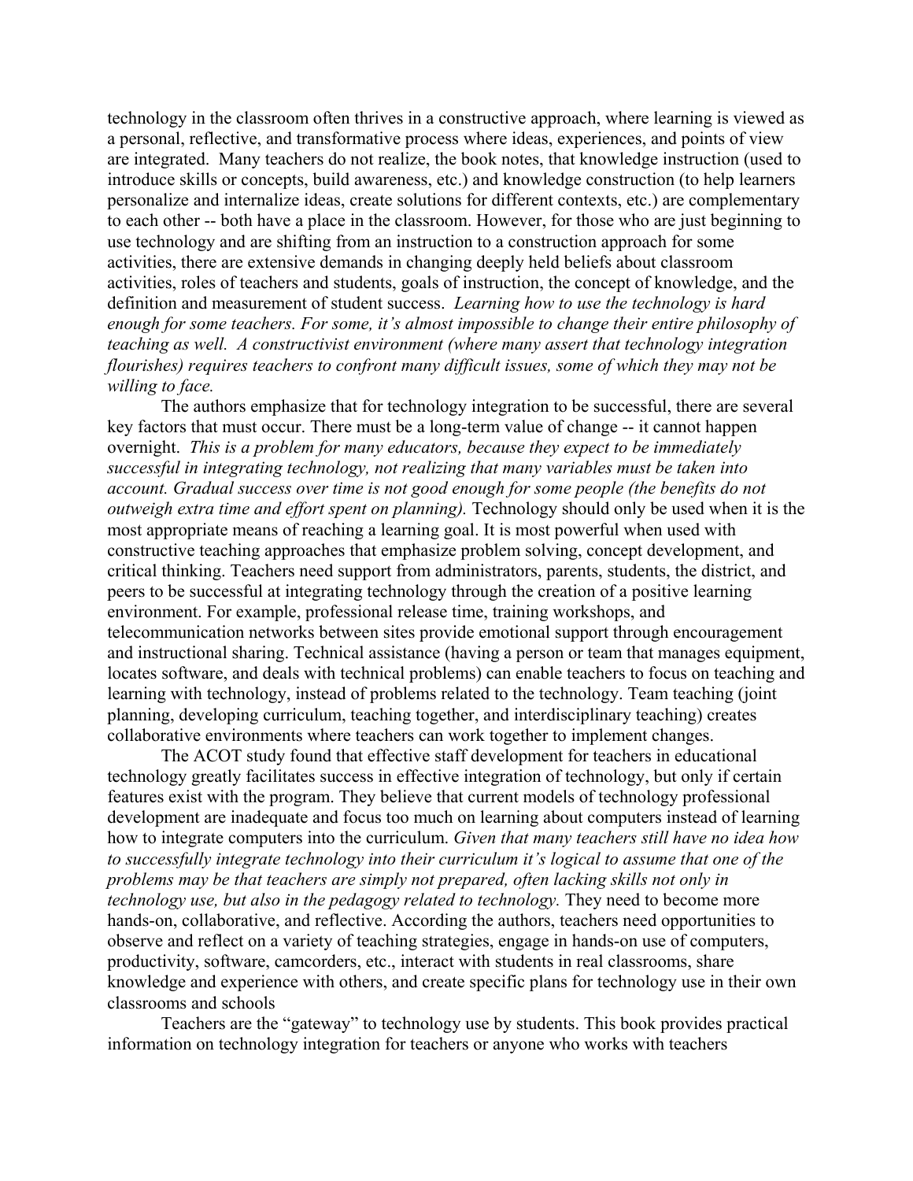technology in the classroom often thrives in a constructive approach, where learning is viewed as a personal, reflective, and transformative process where ideas, experiences, and points of view are integrated.  Many teachers do not realize, the book notes, that knowledge instruction (used to introduce skills or concepts, build awareness, etc.) and knowledge construction (to help learners personalize and internalize ideas, create solutions for different contexts, etc.) are complementary to each other -- both have a place in the classroom. However, for those who are just beginning to use technology and are shifting from an instruction to a construction approach for some activities, there are extensive demands in changing deeply held beliefs about classroom activities, roles of teachers and students, goals of instruction, the concept of knowledge, and the definition and measurement of student success.  *Learning how to use the technology is hard enough for some teachers. For some, it's almost impossible to change their entire philosophy of teaching as well.  A constructivist environment (where many assert that technology integration flourishes) requires teachers to confront many difficult issues, some of which they may not be willing to face.*

The authors emphasize that for technology integration to be successful, there are several key factors that must occur. There must be a long-term value of change -- it cannot happen overnight.  *This is a problem for many educators, because they expect to be immediately successful in integrating technology, not realizing that many variables must be taken into account. Gradual success over time is not good enough for some people (the benefits do not outweigh extra time and effort spent on planning).* Technology should only be used when it is the most appropriate means of reaching a learning goal. It is most powerful when used with constructive teaching approaches that emphasize problem solving, concept development, and critical thinking. Teachers need support from administrators, parents, students, the district, and peers to be successful at integrating technology through the creation of a positive learning environment. For example, professional release time, training workshops, and telecommunication networks between sites provide emotional support through encouragement and instructional sharing. Technical assistance (having a person or team that manages equipment, locates software, and deals with technical problems) can enable teachers to focus on teaching and learning with technology, instead of problems related to the technology. Team teaching (joint planning, developing curriculum, teaching together, and interdisciplinary teaching) creates collaborative environments where teachers can work together to implement changes.

The ACOT study found that effective staff development for teachers in educational technology greatly facilitates success in effective integration of technology, but only if certain features exist with the program. They believe that current models of technology professional development are inadequate and focus too much on learning about computers instead of learning how to integrate computers into the curriculum. *Given that many teachers still have no idea how to successfully integrate technology into their curriculum it's logical to assume that one of the problems may be that teachers are simply not prepared, often lacking skills not only in technology use, but also in the pedagogy related to technology.* They need to become more hands-on, collaborative, and reflective. According the authors, teachers need opportunities to observe and reflect on a variety of teaching strategies, engage in hands-on use of computers, productivity, software, camcorders, etc., interact with students in real classrooms, share knowledge and experience with others, and create specific plans for technology use in their own classrooms and schools

Teachers are the "gateway" to technology use by students. This book provides practical information on technology integration for teachers or anyone who works with teachers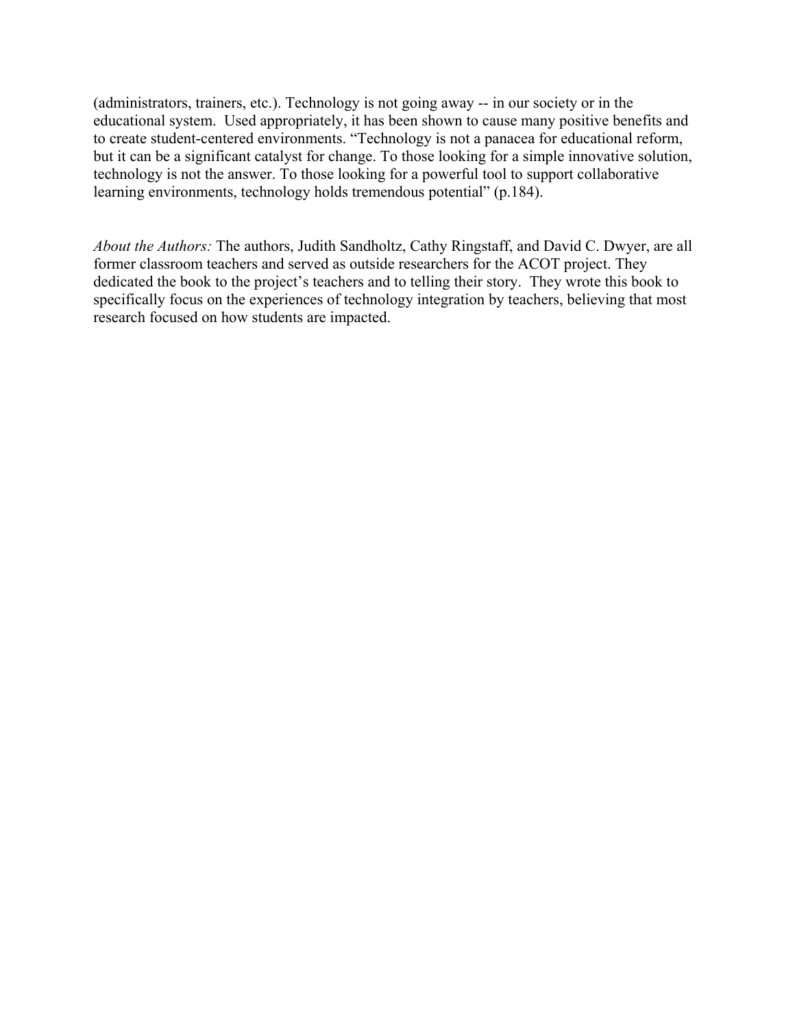(administrators, trainers, etc.). Technology is not going away -- in our society or in the educational system. Used appropriately, it has been shown to cause many positive benefits and to create student-centered environments. “Technology is not a panacea for educational reform, but it can be a significant catalyst for change. To those looking for a simple innovative solution, technology is not the answer. To those looking for a powerful tool to support collaborative learning environments, technology holds tremendous potential” (p.184).

*About the Authors:* The authors, Judith Sandholtz, Cathy Ringstaff, and David C. Dwyer, are all former classroom teachers and served as outside researchers for the ACOT project. They dedicated the book to the project’s teachers and to telling their story. They wrote this book to specifically focus on the experiences of technology integration by teachers, believing that most research focused on how students are impacted.